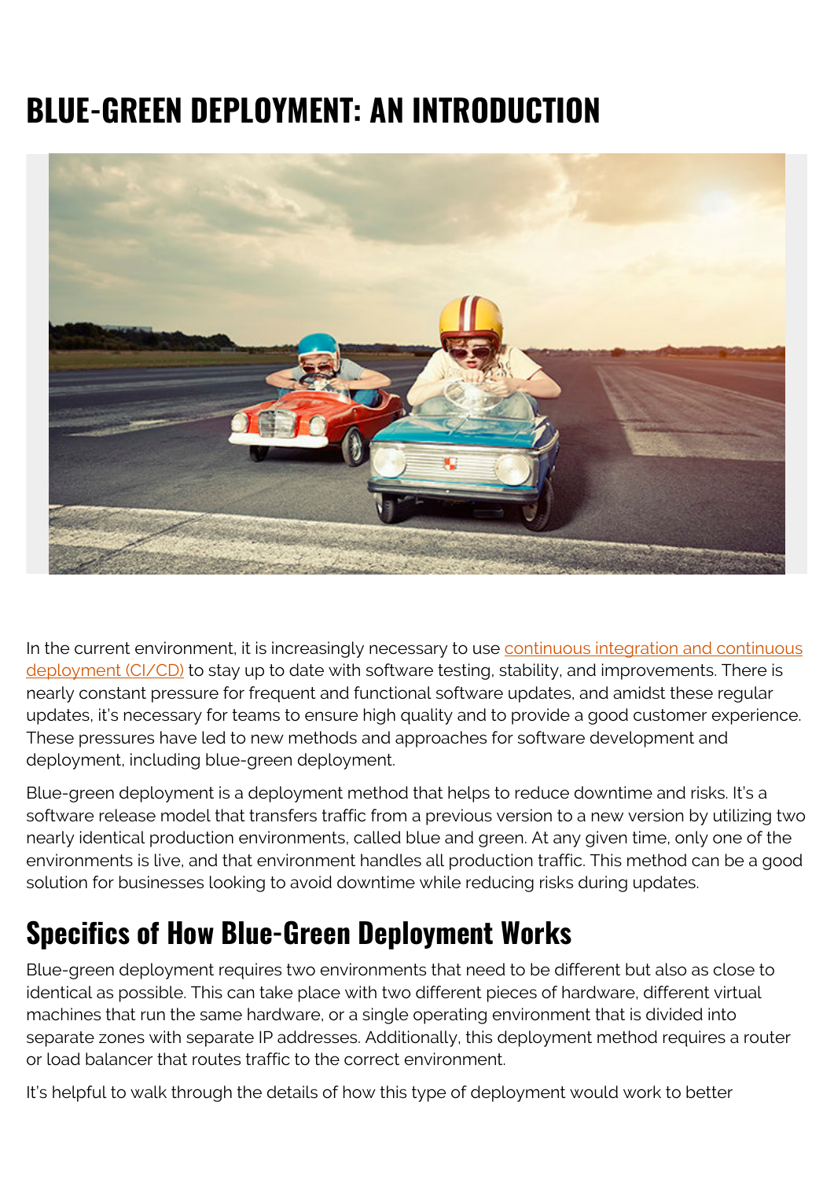# BLUE-GREEN DEPLOYMENT: AN INTRODUCTION

In the current environment, it is increasingly necessary to use continuous integration and continuous deployment (CI/CD) to stay up to date with software testing, stability, and improvements. There is nearly constant pressure for frequent and functional software updates, and amidst these regular updates, it's necessary for teams to ensure high quality and to provide a good customer experience. These pressures have led to new methods and approaches for software development and deployment, including blue-green deployment.

Blue-green deployment is a deployment method that helps to reduce downtime and risks. It's a software release model that transfers traffic from a previous version to a new version by utilizing two nearly identical production environments, called blue and green. At any given time, only one of the environments is live, and that environment handles all production traffic. This method can be a good solution for businesses looking to avoid downtime while reducing risks during updates.

## Specifics of How Blue-Green Deployment Works

Blue-green deployment requires two environments that need to be different but also as close to identical as possible. This can take place with two different pieces of hardware, different virtual machines that run the same hardware, or a single operating environment that is divided into separate zones with separate IP addresses. Additionally, this deployment method requires a router or load balancer that routes traffic to the correct environment.

It's helpful to walk through the details of how this type of deployment would work to better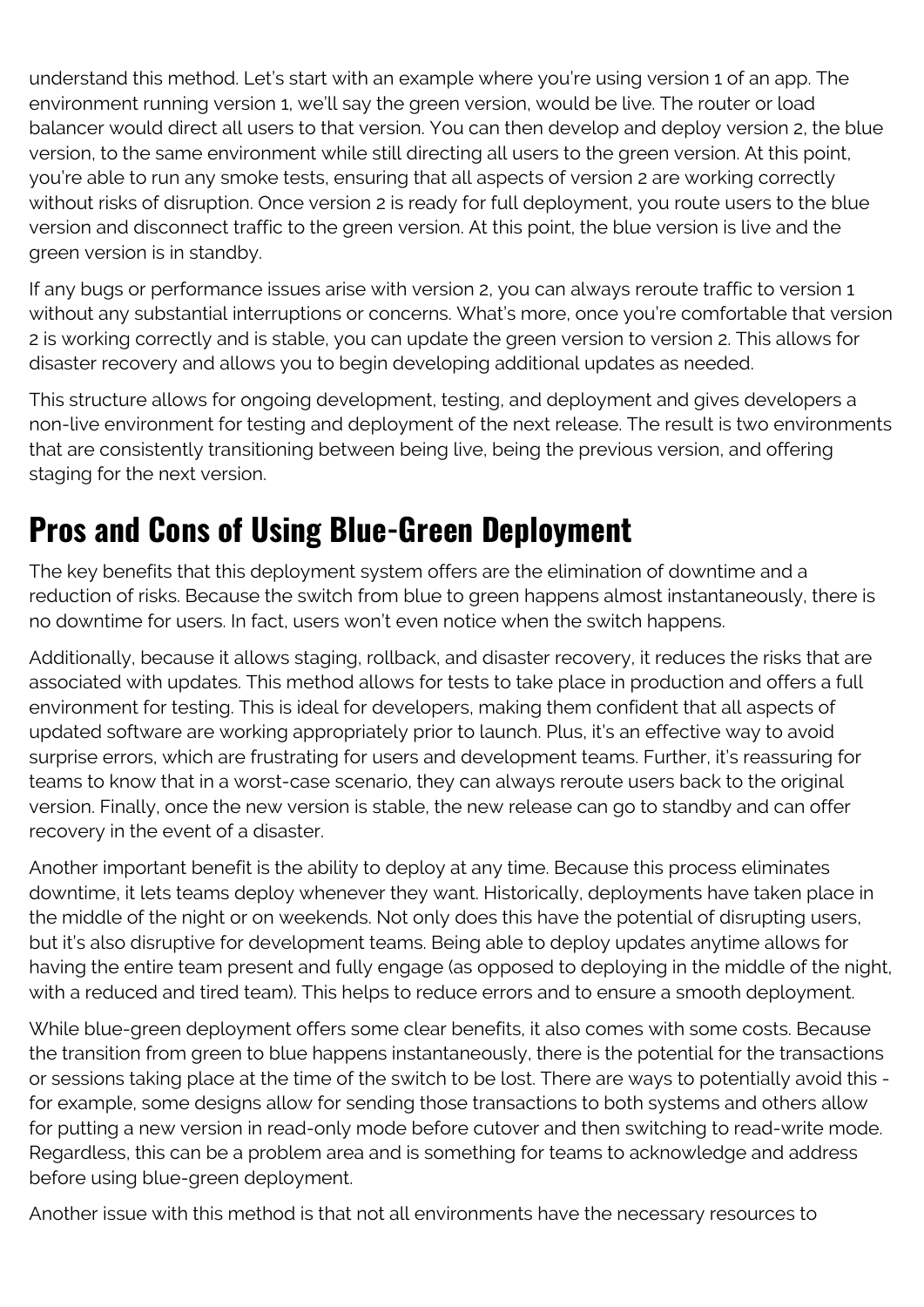understand this method. Let's start with an example where you're using version 1 of an app. The environment running version 1, we'll say the green version, would be live. The router or load balancer would direct all users to that version. You can then develop and deploy version 2, the blue version, to the same environment while still directing all users to the green version. At this point, you're able to run any smoke tests, ensuring that all aspects of version 2 are working correctly without risks of disruption. Once version 2 is ready for full deployment, you route users to the blue version and disconnect traffic to the green version. At this point, the blue version is live and the green version is in standby.

If any bugs or performance issues arise with version 2, you can always reroute traffic to version 1 without any substantial interruptions or concerns. What's more, once you're comfortable that version 2 is working correctly and is stable, you can update the green version to version 2. This allows for disaster recovery and allows you to begin developing additional updates as needed.

This structure allows for ongoing development, testing, and deployment and gives developers a non-live environment for testing and deployment of the next release. The result is two environments that are consistently transitioning between being live, being the previous version, and offering staging for the next version.

## Pros and Cons of Using Blue-Green Deployment

The key benefits that this deployment system offers are the elimination of downtime and a reduction of risks. Because the switch from blue to green happens almost instantaneously, there is no downtime for users. In fact, users won't even notice when the switch happens.

Additionally, because it allows staging, rollback, and disaster recovery, it reduces the risks that are associated with updates. This method allows for tests to take place in production and offers a full environment for testing. This is ideal for developers, making them confident that all aspects of updated software are working appropriately prior to launch. Plus, it's an effective way to avoid surprise errors, which are frustrating for users and development teams. Further, it's reassuring for teams to know that in a worst-case scenario, they can always reroute users back to the original version. Finally, once the new version is stable, the new release can go to standby and can offer recovery in the event of a disaster.

Another important benefit is the ability to deploy at any time. Because this process eliminates downtime, it lets teams deploy whenever they want. Historically, deployments have taken place in the middle of the night or on weekends. Not only does this have the potential of disrupting users, but it's also disruptive for development teams. Being able to deploy updates anytime allows for having the entire team present and fully engage (as opposed to deploying in the middle of the night, with a reduced and tired team). This helps to reduce errors and to ensure a smooth deployment.

While blue-green deployment offers some clear benefits, it also comes with some costs. Because the transition from green to blue happens instantaneously, there is the potential for the transactions or sessions taking place at the time of the switch to be lost. There are ways to potentially avoid this - for example, some designs allow for sending those transactions to both systems and others allow for putting a new version in read-only mode before cutover and then switching to read-write mode. Regardless, this can be a problem area and is something for teams to acknowledge and address before using blue-green deployment.

Another issue with this method is that not all environments have the necessary resources to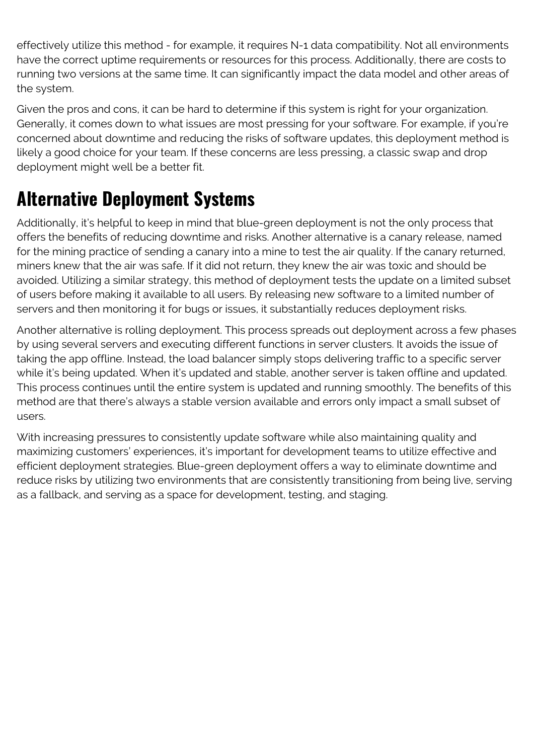effectively utilize this method - for example, it requires N-1 data compatibility. Not all environments have the correct uptime requirements or resources for this process. Additionally, there are costs to running two versions at the same time. It can significantly impact the data model and other areas of the system.

Given the pros and cons, it can be hard to determine if this system is right for your organization. Generally, it comes down to what issues are most pressing for your software. For example, if you're concerned about downtime and reducing the risks of software updates, this deployment method is likely a good choice for your team. If these concerns are less pressing, a classic swap and drop deployment might well be a better fit.

## Alternative Deployment Systems

Additionally, it's helpful to keep in mind that blue-green deployment is not the only process that offers the benefits of reducing downtime and risks. Another alternative is a canary release, named for the mining practice of sending a canary into a mine to test the air quality. If the canary returned, miners knew that the air was safe. If it did not return, they knew the air was toxic and should be avoided. Utilizing a similar strategy, this method of deployment tests the update on a limited subset of users before making it available to all users. By releasing new software to a limited number of servers and then monitoring it for bugs or issues, it substantially reduces deployment risks.

Another alternative is rolling deployment. This process spreads out deployment across a few phases by using several servers and executing different functions in server clusters. It avoids the issue of taking the app offline. Instead, the load balancer simply stops delivering traffic to a specific server while it's being updated. When it's updated and stable, another server is taken offline and updated. This process continues until the entire system is updated and running smoothly. The benefits of this method are that there's always a stable version available and errors only impact a small subset of users.

With increasing pressures to consistently update software while also maintaining quality and maximizing customers' experiences, it's important for development teams to utilize effective and efficient deployment strategies. Blue-green deployment offers a way to eliminate downtime and reduce risks by utilizing two environments that are consistently transitioning from being live, serving as a fallback, and serving as a space for development, testing, and staging.